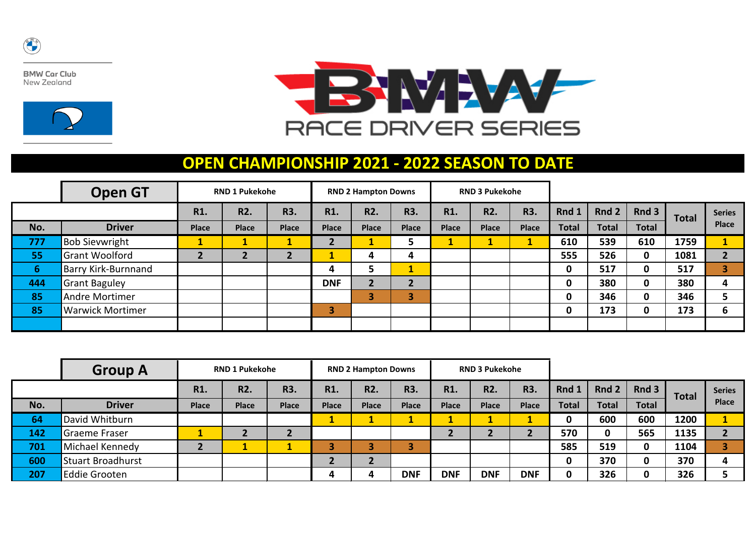BMW Car Club
New Zealand

RACE DRIVER SERIES

# OPEN CHAMPIONSHIP 2021 - 2022 SEASON TO DATE

## Open GT

| No. | Driver | RND 1 Pukekohe R1. Place | R2. Place | R3. Place | RND 2 Hampton Downs R1. Place | R2. Place | R3. Place | RND 3 Pukekohe R1. Place | R2. Place | R3. Place | Rnd 1 Total | Rnd 2 Total | Rnd 3 Total | Total | Series Place |
|---|---|---|---|---|---|---|---|---|---|---|---|---|---|---|---|
| 777 | Bob Sievwright | 1 | 1 | 1 | 2 | 1 | 5 | 1 | 1 | 1 | 610 | 539 | 610 | 1759 | 1 |
| 55 | Grant Woolford | 2 | 2 | 2 | 1 | 4 | 4 | | | | 555 | 526 | 0 | 1081 | 2 |
| 6 | Barry Kirk-Burnnand | | | | 4 | 5 | 1 | | | | 0 | 517 | 0 | 517 | 3 |
| 444 | Grant Baguley | | | | DNF | 2 | 2 | | | | 0 | 380 | 0 | 380 | 4 |
| 85 | Andre Mortimer | | | | | 3 | 3 | | | | 0 | 346 | 0 | 346 | 5 |
| 85 | Warwick Mortimer | | | | 3 | | | | | | 0 | 173 | 0 | 173 | 6 |
| | | | | | | | | | | | | | | | |

## Group A

| No. | Driver | RND 1 Pukekohe R1. Place | R2. Place | R3. Place | RND 2 Hampton Downs R1. Place | R2. Place | R3. Place | RND 3 Pukekohe R1. Place | R2. Place | R3. Place | Rnd 1 Total | Rnd 2 Total | Rnd 3 Total | Total | Series Place |
|---|---|---|---|---|---|---|---|---|---|---|---|---|---|---|---|
| 64 | David Whitburn | | | | 1 | 1 | 1 | 1 | 1 | 1 | 0 | 600 | 600 | 1200 | 1 |
| 142 | Graeme Fraser | 1 | 2 | 2 | | | | 2 | 2 | 2 | 570 | 0 | 565 | 1135 | 2 |
| 701 | Michael Kennedy | 2 | 1 | 1 | 3 | 3 | 3 | | | | 585 | 519 | 0 | 1104 | 3 |
| 600 | Stuart Broadhurst | | | | 2 | 2 | | | | | 0 | 370 | 0 | 370 | 4 |
| 207 | Eddie Grooten | | | | 4 | 4 | DNF | DNF | DNF | DNF | 0 | 326 | 0 | 326 | 5 |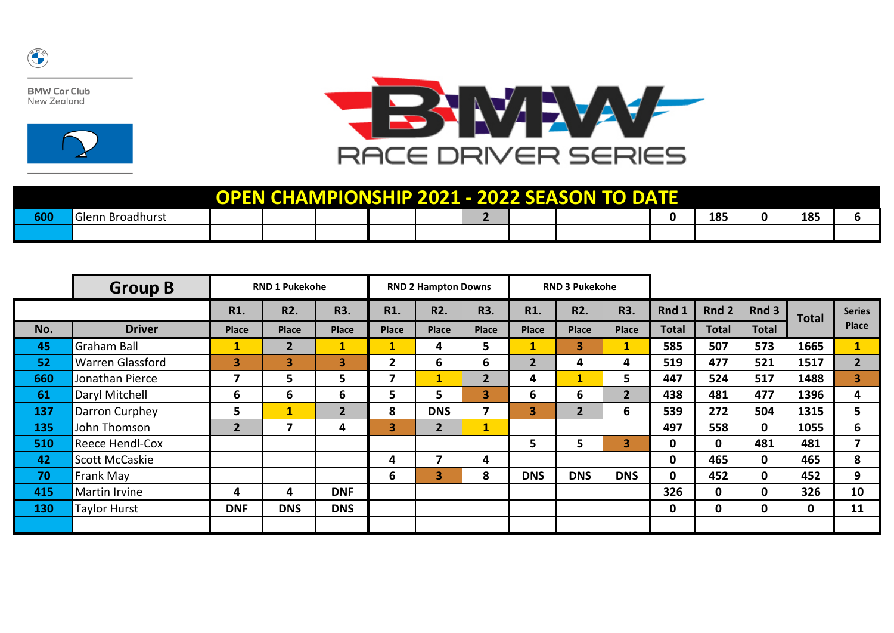BMW Car Club
New Zealand

BMW RACE DRIVER SERIES

# OPEN CHAMPIONSHIP 2021 - 2022 SEASON TO DATE

| | | | | | | | | | | | | | | | |
|---|---|---|---|---|---|---|---|---|---|---|---|---|---|---|---|
| 600 | Glenn Broadhurst | | | | | | 2 | | | | 0 | 185 | 0 | 185 | 6 |
| | | | | | | | | | | | | | | | |

| Group B | | RND 1 Pukekohe | | | RND 2 Hampton Downs | | | RND 3 Pukekohe | | | | | | | |
|---|---|---|---|---|---|---|---|---|---|---|---|---|---|---|---|
| | | R1. | R2. | R3. | R1. | R2. | R3. | R1. | R2. | R3. | Rnd 1 | Rnd 2 | Rnd 3 | Total | Series |
| No. | Driver | Place | Place | Place | Place | Place | Place | Place | Place | Place | Total | Total | Total | | Place |
| 45 | Graham Ball | 1 | 2 | 1 | 1 | 4 | 5 | 1 | 3 | 1 | 585 | 507 | 573 | 1665 | 1 |
| 52 | Warren Glassford | 3 | 3 | 3 | 2 | 6 | 6 | 2 | 4 | 4 | 519 | 477 | 521 | 1517 | 2 |
| 660 | Jonathan Pierce | 7 | 5 | 5 | 7 | 1 | 2 | 4 | 1 | 5 | 447 | 524 | 517 | 1488 | 3 |
| 61 | Daryl Mitchell | 6 | 6 | 6 | 5 | 5 | 3 | 6 | 6 | 2 | 438 | 481 | 477 | 1396 | 4 |
| 137 | Darron Curphey | 5 | 1 | 2 | 8 | DNS | 7 | 3 | 2 | 6 | 539 | 272 | 504 | 1315 | 5 |
| 135 | John Thomson | 2 | 7 | 4 | 3 | 2 | 1 | | | | 497 | 558 | 0 | 1055 | 6 |
| 510 | Reece Hendl-Cox | | | | | | | 5 | 5 | 3 | 0 | 0 | 481 | 481 | 7 |
| 42 | Scott McCaskie | | | | 4 | 7 | 4 | | | | 0 | 465 | 0 | 465 | 8 |
| 70 | Frank May | | | | 6 | 3 | 8 | DNS | DNS | DNS | 0 | 452 | 0 | 452 | 9 |
| 415 | Martin Irvine | 4 | 4 | DNF | | | | | | | 326 | 0 | 0 | 326 | 10 |
| 130 | Taylor Hurst | DNF | DNS | DNS | | | | | | | 0 | 0 | 0 | 0 | 11 |
| | | | | | | | | | | | | | | | |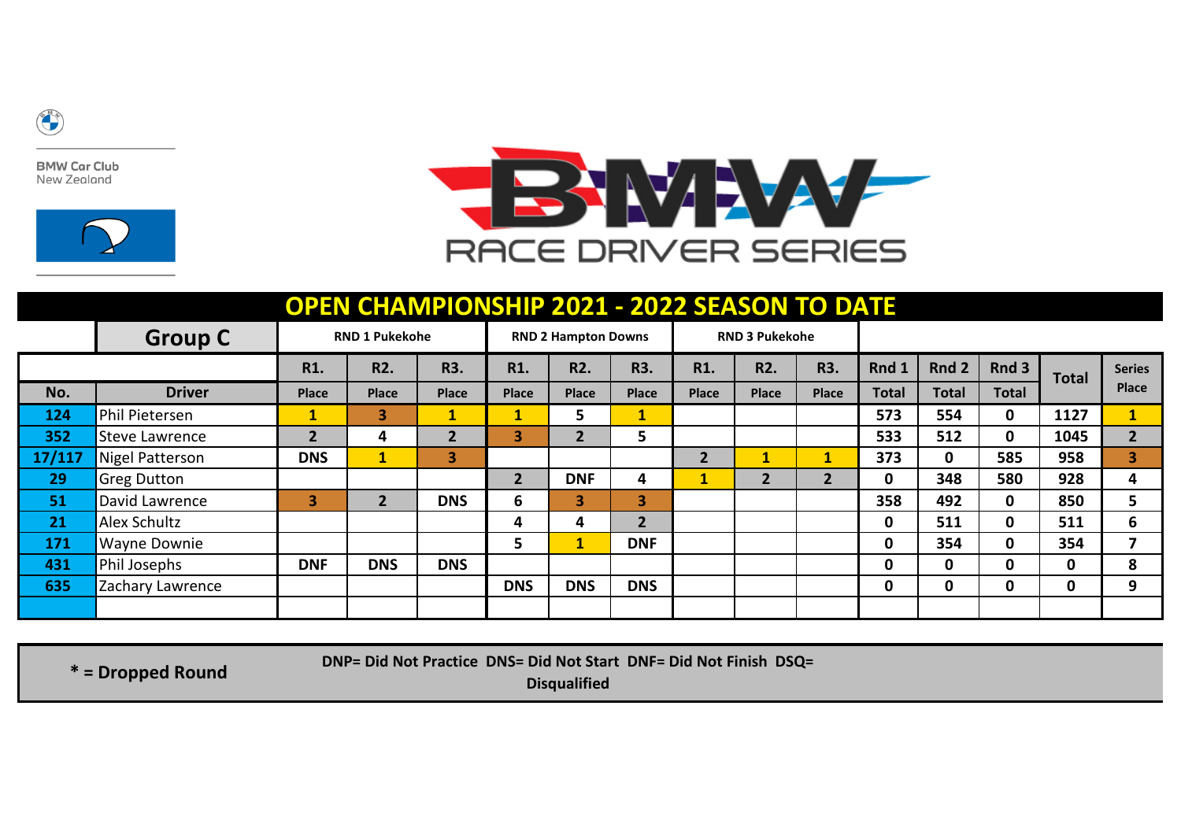BMW Car Club
New Zealand

BMW RACE DRIVER SERIES

# OPEN CHAMPIONSHIP 2021 - 2022 SEASON TO DATE

| | Group C | RND 1 Pukekohe | | | RND 2 Hampton Downs | | | RND 3 Pukekohe | | | | | | | |
|---|---|---|---|---|---|---|---|---|---|---|---|---|---|---|---|
| | | R1. | R2. | R3. | R1. | R2. | R3. | R1. | R2. | R3. | Rnd 1 | Rnd 2 | Rnd 3 | Total | Series |
| No. | Driver | Place | Place | Place | Place | Place | Place | Place | Place | Place | Total | Total | Total | | Place |
| 124 | Phil Pietersen | 1 | 3 | 1 | 1 | 5 | 1 | | | | 573 | 554 | 0 | 1127 | 1 |
| 352 | Steve Lawrence | 2 | 4 | 2 | 3 | 2 | 5 | | | | 533 | 512 | 0 | 1045 | 2 |
| 17/117 | Nigel Patterson | DNS | 1 | 3 | | | | 2 | 1 | 1 | 373 | 0 | 585 | 958 | 3 |
| 29 | Greg Dutton | | | | 2 | DNF | 4 | 1 | 2 | 2 | 0 | 348 | 580 | 928 | 4 |
| 51 | David Lawrence | 3 | 2 | DNS | 6 | 3 | 3 | | | | 358 | 492 | 0 | 850 | 5 |
| 21 | Alex Schultz | | | | 4 | 4 | 2 | | | | 0 | 511 | 0 | 511 | 6 |
| 171 | Wayne Downie | | | | 5 | 1 | DNF | | | | 0 | 354 | 0 | 354 | 7 |
| 431 | Phil Josephs | DNF | DNS | DNS | | | | | | | 0 | 0 | 0 | 0 | 8 |
| 635 | Zachary Lawrence | | | | DNS | DNS | DNS | | | | 0 | 0 | 0 | 0 | 9 |
| | | | | | | | | | | | | | | | |

**\* = Dropped Round**

**DNP= Did Not Practice DNS= Did Not Start DNF= Did Not Finish DSQ= Disqualified**